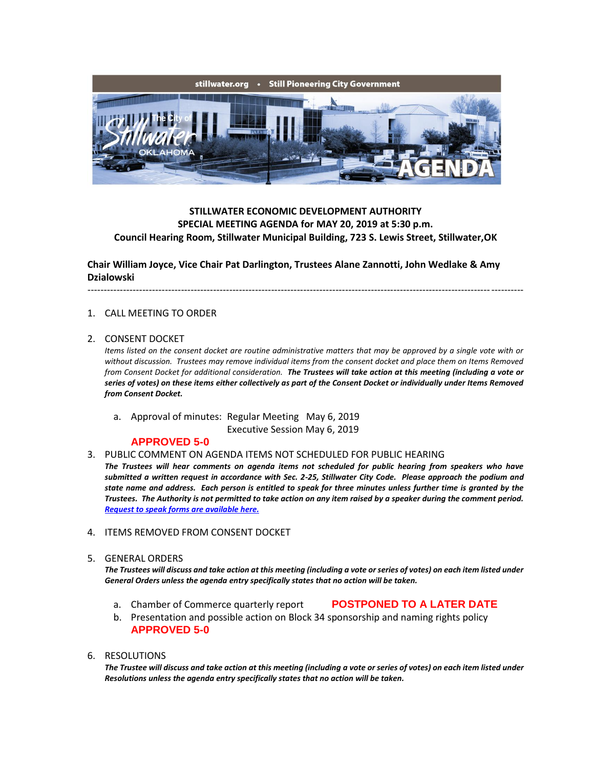stillwater.org • Still Pioneering City Government

The City of Stillwater OKLAHOMA

AGENDA

**STILLWATER ECONOMIC DEVELOPMENT AUTHORITY**
**SPECIAL MEETING AGENDA for MAY 20, 2019 at 5:30 p.m.**
**Council Hearing Room, Stillwater Municipal Building, 723 S. Lewis Street, Stillwater,OK**

**Chair William Joyce, Vice Chair Pat Darlington, Trustees Alane Zannotti, John Wedlake & Amy Dzialowski**

---

1. CALL MEETING TO ORDER

2. CONSENT DOCKET

   *Items listed on the consent docket are routine administrative matters that may be approved by a single vote with or without discussion. Trustees may remove individual items from the consent docket and place them on Items Removed from Consent Docket for additional consideration.* ***The Trustees will take action at this meeting (including a vote or series of votes) on these items either collectively as part of the Consent Docket or individually under Items Removed from Consent Docket.***

   a. Approval of minutes: Regular Meeting May 6, 2019
      Executive Session May 6, 2019

   **APPROVED 5-0**

3. PUBLIC COMMENT ON AGENDA ITEMS NOT SCHEDULED FOR PUBLIC HEARING

   ***The Trustees will hear comments on agenda items not scheduled for public hearing from speakers who have submitted a written request in accordance with Sec. 2-25, Stillwater City Code. Please approach the podium and state name and address. Each person is entitled to speak for three minutes unless further time is granted by the Trustees. The Authority is not permitted to take action on any item raised by a speaker during the comment period.***
   ***Request to speak forms are available here.***

4. ITEMS REMOVED FROM CONSENT DOCKET

5. GENERAL ORDERS

   ***The Trustees will discuss and take action at this meeting (including a vote or series of votes) on each item listed under General Orders unless the agenda entry specifically states that no action will be taken.***

   a. Chamber of Commerce quarterly report **POSTPONED TO A LATER DATE**
   b. Presentation and possible action on Block 34 sponsorship and naming rights policy
      **APPROVED 5-0**

6. RESOLUTIONS

   ***The Trustee will discuss and take action at this meeting (including a vote or series of votes) on each item listed under Resolutions unless the agenda entry specifically states that no action will be taken.***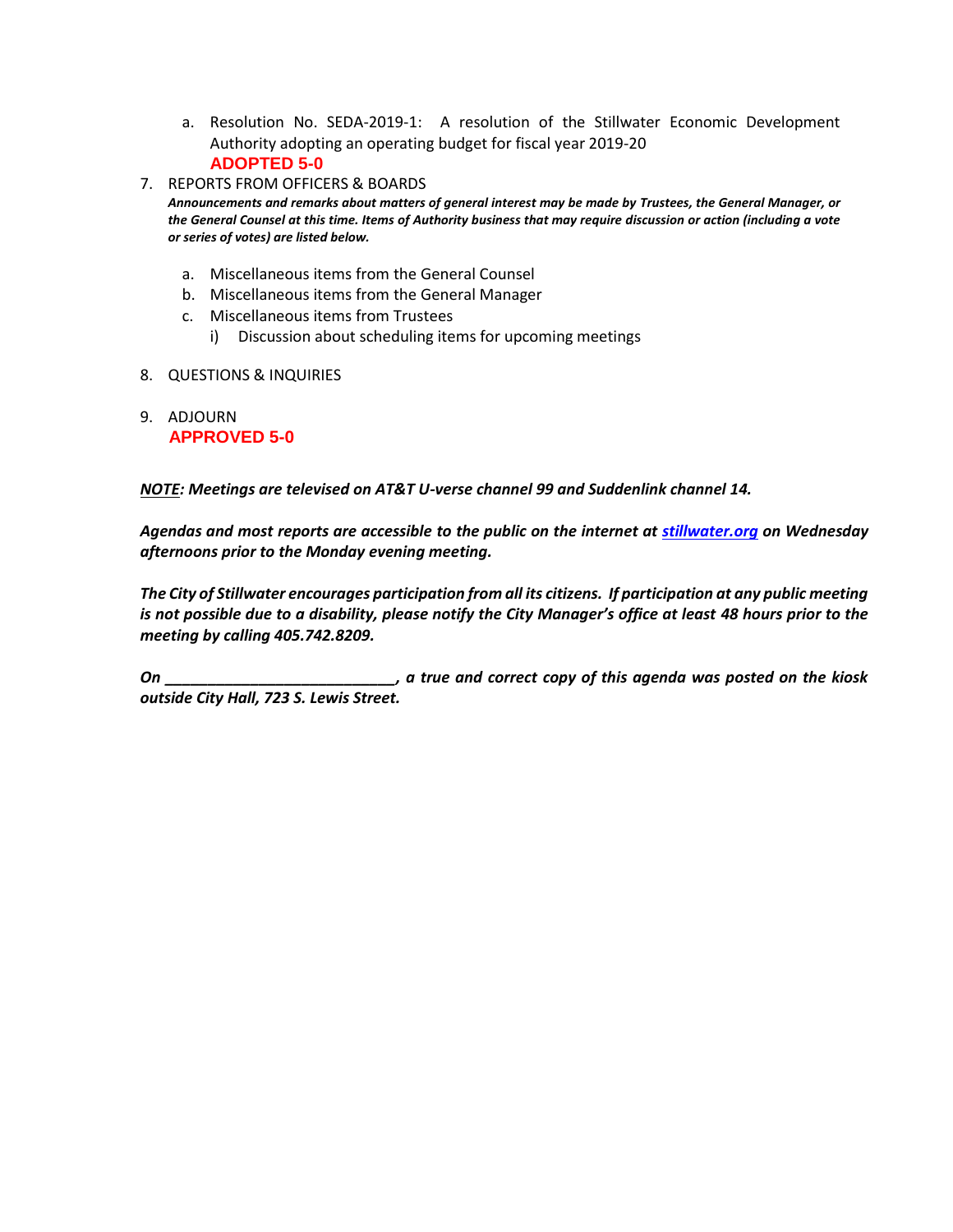a. Resolution No. SEDA-2019-1: A resolution of the Stillwater Economic Development Authority adopting an operating budget for fiscal year 2019-20
   **ADOPTED 5-0**

7. REPORTS FROM OFFICERS & BOARDS
   ***Announcements and remarks about matters of general interest may be made by Trustees, the General Manager, or the General Counsel at this time. Items of Authority business that may require discussion or action (including a vote or series of votes) are listed below.***

   a. Miscellaneous items from the General Counsel
   b. Miscellaneous items from the General Manager
   c. Miscellaneous items from Trustees
      i) Discussion about scheduling items for upcoming meetings

8. QUESTIONS & INQUIRIES

9. ADJOURN
   **APPROVED 5-0**

***NOTE: Meetings are televised on AT&T U-verse channel 99 and Suddenlink channel 14.***

***Agendas and most reports are accessible to the public on the internet at stillwater.org on Wednesday afternoons prior to the Monday evening meeting.***

***The City of Stillwater encourages participation from all its citizens. If participation at any public meeting is not possible due to a disability, please notify the City Manager's office at least 48 hours prior to the meeting by calling 405.742.8209.***

***On ___________________________, a true and correct copy of this agenda was posted on the kiosk outside City Hall, 723 S. Lewis Street.***